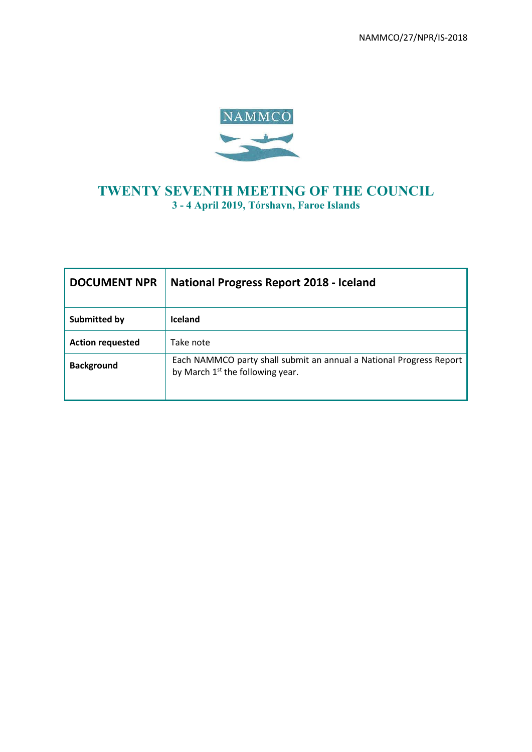NAMMCO/27/NPR/IS-2018

NAMMCO

# TWENTY SEVENTH MEETING OF THE COUNCIL

**3 - 4 April 2019, Tórshavn, Faroe Islands**

| **DOCUMENT NPR** | **National Progress Report 2018 - Iceland** |
|---|---|
| **Submitted by** | **Iceland** |
| **Action requested** | Take note |
| **Background** | Each NAMMCO party shall submit an annual a National Progress Report by March 1st the following year. |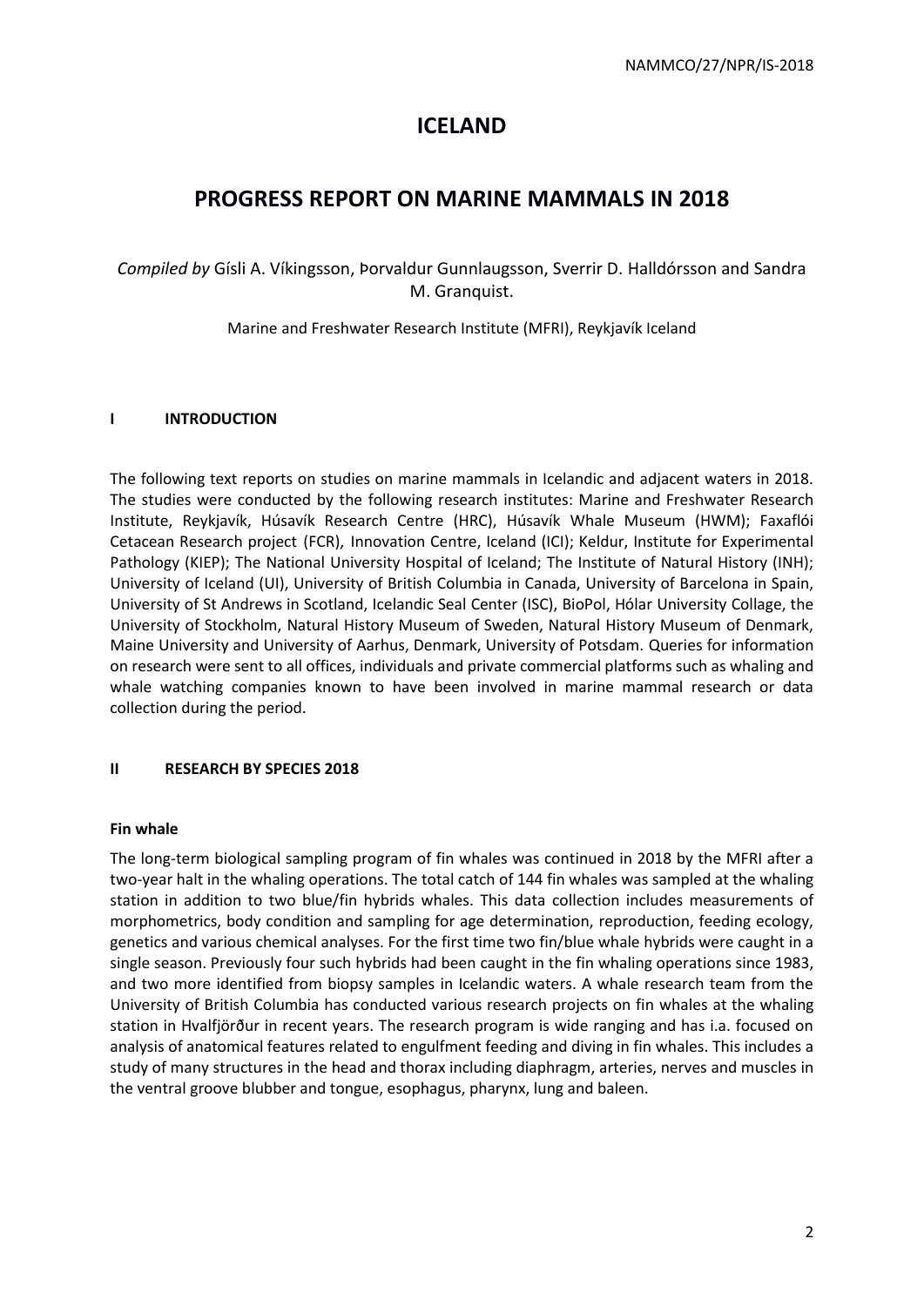# ICELAND

# PROGRESS REPORT ON MARINE MAMMALS IN 2018

*Compiled by* Gísli A. Víkingsson, Þorvaldur Gunnlaugsson, Sverrir D. Halldórsson and Sandra M. Granquist.

Marine and Freshwater Research Institute (MFRI), Reykjavík Iceland

## I INTRODUCTION

The following text reports on studies on marine mammals in Icelandic and adjacent waters in 2018. The studies were conducted by the following research institutes: Marine and Freshwater Research Institute, Reykjavík, Húsavík Research Centre (HRC), Húsavík Whale Museum (HWM); Faxaflói Cetacean Research project (FCR), Innovation Centre, Iceland (ICI); Keldur, Institute for Experimental Pathology (KIEP); The National University Hospital of Iceland; The Institute of Natural History (INH); University of Iceland (UI), University of British Columbia in Canada, University of Barcelona in Spain, University of St Andrews in Scotland, Icelandic Seal Center (ISC), BioPol, Hólar University Collage, the University of Stockholm, Natural History Museum of Sweden, Natural History Museum of Denmark, Maine University and University of Aarhus, Denmark, University of Potsdam. Queries for information on research were sent to all offices, individuals and private commercial platforms such as whaling and whale watching companies known to have been involved in marine mammal research or data collection during the period.

## II RESEARCH BY SPECIES 2018

### Fin whale

The long-term biological sampling program of fin whales was continued in 2018 by the MFRI after a two-year halt in the whaling operations. The total catch of 144 fin whales was sampled at the whaling station in addition to two blue/fin hybrids whales. This data collection includes measurements of morphometrics, body condition and sampling for age determination, reproduction, feeding ecology, genetics and various chemical analyses. For the first time two fin/blue whale hybrids were caught in a single season. Previously four such hybrids had been caught in the fin whaling operations since 1983, and two more identified from biopsy samples in Icelandic waters. A whale research team from the University of British Columbia has conducted various research projects on fin whales at the whaling station in Hvalfjörður in recent years. The research program is wide ranging and has i.a. focused on analysis of anatomical features related to engulfment feeding and diving in fin whales. This includes a study of many structures in the head and thorax including diaphragm, arteries, nerves and muscles in the ventral groove blubber and tongue, esophagus, pharynx, lung and baleen.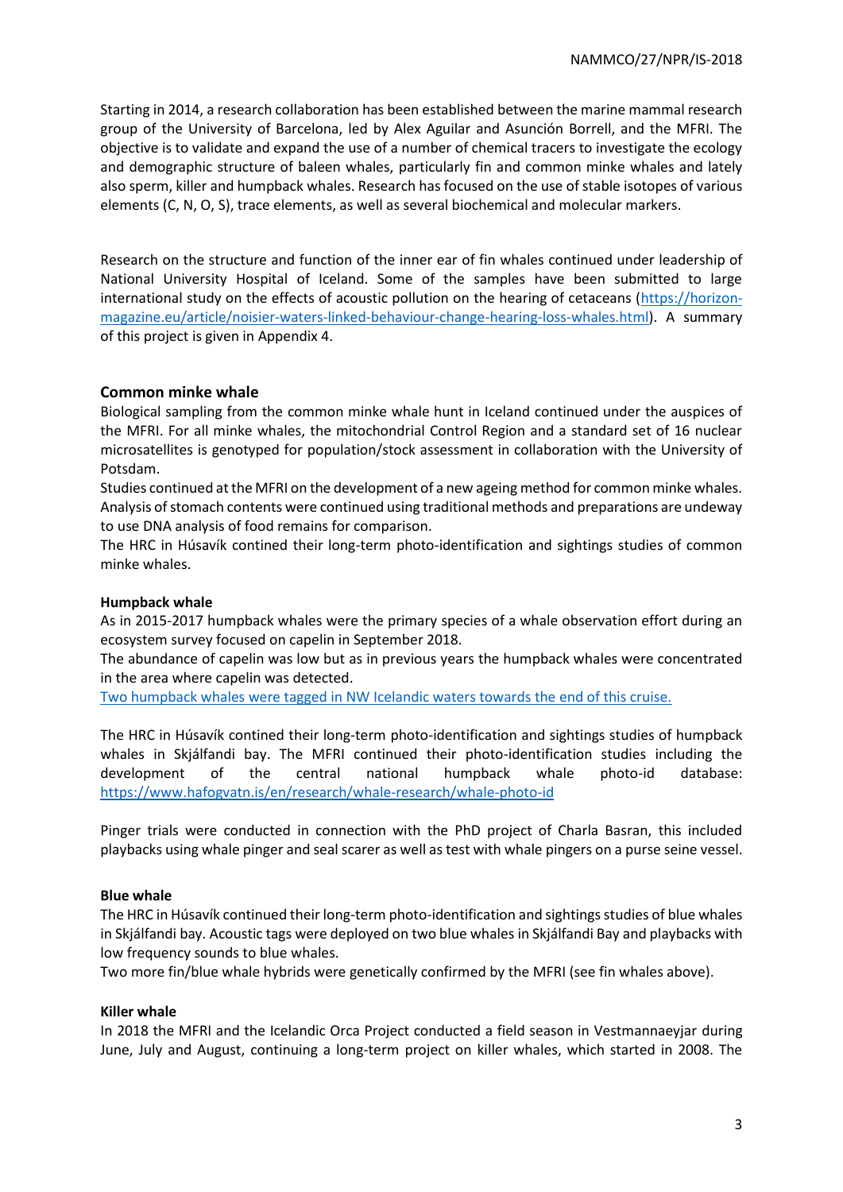Starting in 2014, a research collaboration has been established between the marine mammal research group of the University of Barcelona, led by Alex Aguilar and Asunción Borrell, and the MFRI. The objective is to validate and expand the use of a number of chemical tracers to investigate the ecology and demographic structure of baleen whales, particularly fin and common minke whales and lately also sperm, killer and humpback whales. Research has focused on the use of stable isotopes of various elements (C, N, O, S), trace elements, as well as several biochemical and molecular markers.

Research on the structure and function of the inner ear of fin whales continued under leadership of National University Hospital of Iceland. Some of the samples have been submitted to large international study on the effects of acoustic pollution on the hearing of cetaceans ([https://horizon-magazine.eu/article/noisier-waters-linked-behaviour-change-hearing-loss-whales.html](https://horizon-magazine.eu/article/noisier-waters-linked-behaviour-change-hearing-loss-whales.html)). A summary of this project is given in Appendix 4.

### Common minke whale

Biological sampling from the common minke whale hunt in Iceland continued under the auspices of the MFRI. For all minke whales, the mitochondrial Control Region and a standard set of 16 nuclear microsatellites is genotyped for population/stock assessment in collaboration with the University of Potsdam.

Studies continued at the MFRI on the development of a new ageing method for common minke whales. Analysis of stomach contents were continued using traditional methods and preparations are undeway to use DNA analysis of food remains for comparison.

The HRC in Húsavík contined their long-term photo-identification and sightings studies of common minke whales.

#### Humpback whale

As in 2015-2017 humpback whales were the primary species of a whale observation effort during an ecosystem survey focused on capelin in September 2018.

The abundance of capelin was low but as in previous years the humpback whales were concentrated in the area where capelin was detected.

Two humpback whales were tagged in NW Icelandic waters towards the end of this cruise.

The HRC in Húsavík contined their long-term photo-identification and sightings studies of humpback whales in Skjálfandi bay. The MFRI continued their photo-identification studies including the development of the central national humpback whale photo-id database: [https://www.hafogvatn.is/en/research/whale-research/whale-photo-id](https://www.hafogvatn.is/en/research/whale-research/whale-photo-id)

Pinger trials were conducted in connection with the PhD project of Charla Basran, this included playbacks using whale pinger and seal scarer as well as test with whale pingers on a purse seine vessel.

#### Blue whale

The HRC in Húsavík continued their long-term photo-identification and sightings studies of blue whales in Skjálfandi bay. Acoustic tags were deployed on two blue whales in Skjálfandi Bay and playbacks with low frequency sounds to blue whales.

Two more fin/blue whale hybrids were genetically confirmed by the MFRI (see fin whales above).

#### Killer whale

In 2018 the MFRI and the Icelandic Orca Project conducted a field season in Vestmannaeyjar during June, July and August, continuing a long-term project on killer whales, which started in 2008. The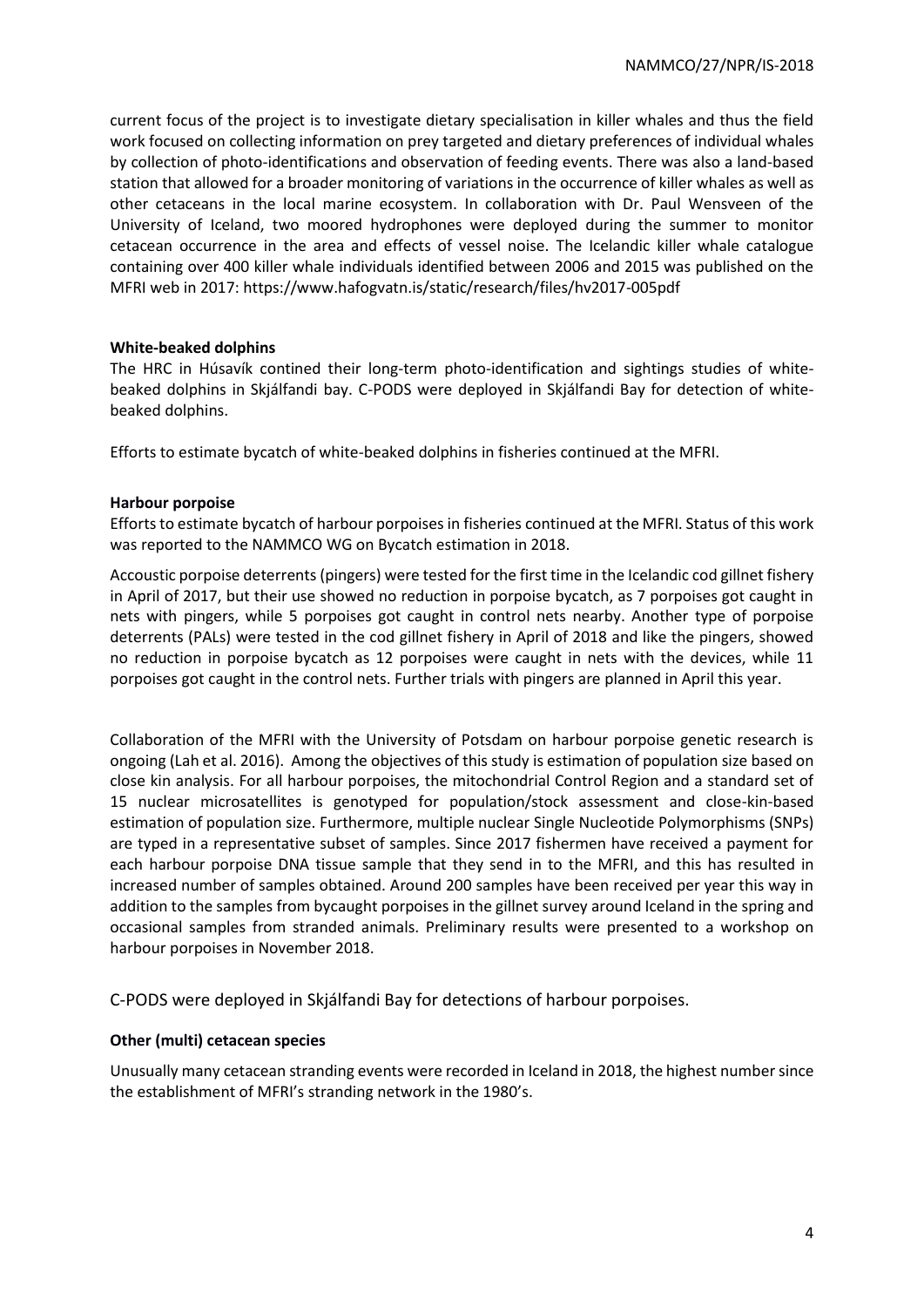current focus of the project is to investigate dietary specialisation in killer whales and thus the field work focused on collecting information on prey targeted and dietary preferences of individual whales by collection of photo-identifications and observation of feeding events. There was also a land-based station that allowed for a broader monitoring of variations in the occurrence of killer whales as well as other cetaceans in the local marine ecosystem. In collaboration with Dr. Paul Wensveen of the University of Iceland, two moored hydrophones were deployed during the summer to monitor cetacean occurrence in the area and effects of vessel noise. The Icelandic killer whale catalogue containing over 400 killer whale individuals identified between 2006 and 2015 was published on the MFRI web in 2017: https://www.hafogvatn.is/static/research/files/hv2017-005pdf

**White-beaked dolphins**

The HRC in Húsavík contined their long-term photo-identification and sightings studies of white-beaked dolphins in Skjálfandi bay. C-PODS were deployed in Skjálfandi Bay for detection of white-beaked dolphins.

Efforts to estimate bycatch of white-beaked dolphins in fisheries continued at the MFRI.

**Harbour porpoise**

Efforts to estimate bycatch of harbour porpoises in fisheries continued at the MFRI. Status of this work was reported to the NAMMCO WG on Bycatch estimation in 2018.

Accoustic porpoise deterrents (pingers) were tested for the first time in the Icelandic cod gillnet fishery in April of 2017, but their use showed no reduction in porpoise bycatch, as 7 porpoises got caught in nets with pingers, while 5 porpoises got caught in control nets nearby. Another type of porpoise deterrents (PALs) were tested in the cod gillnet fishery in April of 2018 and like the pingers, showed no reduction in porpoise bycatch as 12 porpoises were caught in nets with the devices, while 11 porpoises got caught in the control nets. Further trials with pingers are planned in April this year.

Collaboration of the MFRI with the University of Potsdam on harbour porpoise genetic research is ongoing (Lah et al. 2016). Among the objectives of this study is estimation of population size based on close kin analysis. For all harbour porpoises, the mitochondrial Control Region and a standard set of 15 nuclear microsatellites is genotyped for population/stock assessment and close-kin-based estimation of population size. Furthermore, multiple nuclear Single Nucleotide Polymorphisms (SNPs) are typed in a representative subset of samples. Since 2017 fishermen have received a payment for each harbour porpoise DNA tissue sample that they send in to the MFRI, and this has resulted in increased number of samples obtained. Around 200 samples have been received per year this way in addition to the samples from bycaught porpoises in the gillnet survey around Iceland in the spring and occasional samples from stranded animals. Preliminary results were presented to a workshop on harbour porpoises in November 2018.

C-PODS were deployed in Skjálfandi Bay for detections of harbour porpoises.

**Other (multi) cetacean species**

Unusually many cetacean stranding events were recorded in Iceland in 2018, the highest number since the establishment of MFRI's stranding network in the 1980's.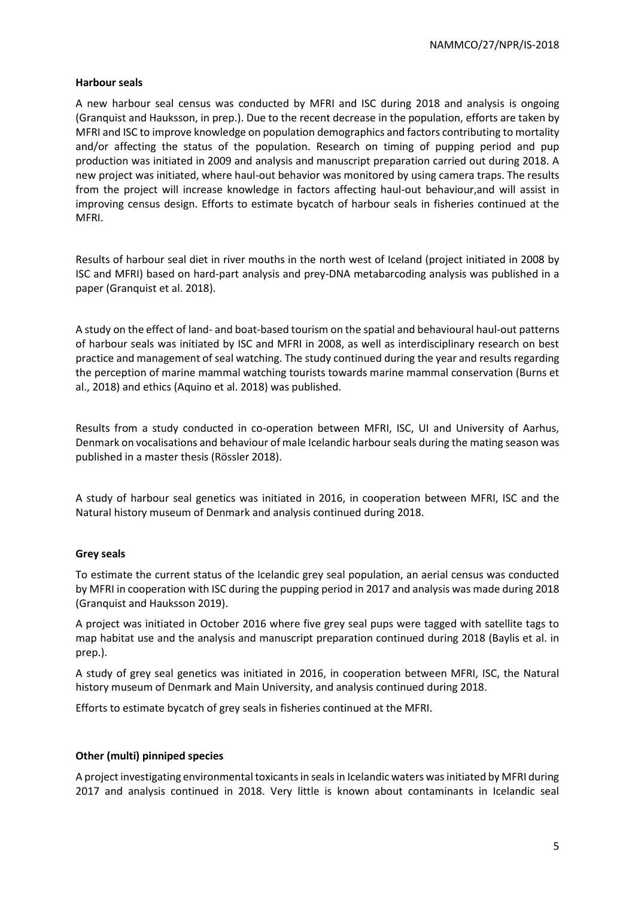**Harbour seals**

A new harbour seal census was conducted by MFRI and ISC during 2018 and analysis is ongoing (Granquist and Hauksson, in prep.). Due to the recent decrease in the population, efforts are taken by MFRI and ISC to improve knowledge on population demographics and factors contributing to mortality and/or affecting the status of the population. Research on timing of pupping period and pup production was initiated in 2009 and analysis and manuscript preparation carried out during 2018. A new project was initiated, where haul-out behavior was monitored by using camera traps. The results from the project will increase knowledge in factors affecting haul-out behaviour,and will assist in improving census design. Efforts to estimate bycatch of harbour seals in fisheries continued at the MFRI.

Results of harbour seal diet in river mouths in the north west of Iceland (project initiated in 2008 by ISC and MFRI) based on hard-part analysis and prey-DNA metabarcoding analysis was published in a paper (Granquist et al. 2018).

A study on the effect of land- and boat-based tourism on the spatial and behavioural haul-out patterns of harbour seals was initiated by ISC and MFRI in 2008, as well as interdisciplinary research on best practice and management of seal watching. The study continued during the year and results regarding the perception of marine mammal watching tourists towards marine mammal conservation (Burns et al., 2018) and ethics (Aquino et al. 2018) was published.

Results from a study conducted in co-operation between MFRI, ISC, UI and University of Aarhus, Denmark on vocalisations and behaviour of male Icelandic harbour seals during the mating season was published in a master thesis (Rössler 2018).

A study of harbour seal genetics was initiated in 2016, in cooperation between MFRI, ISC and the Natural history museum of Denmark and analysis continued during 2018.

**Grey seals**

To estimate the current status of the Icelandic grey seal population, an aerial census was conducted by MFRI in cooperation with ISC during the pupping period in 2017 and analysis was made during 2018 (Granquist and Hauksson 2019).

A project was initiated in October 2016 where five grey seal pups were tagged with satellite tags to map habitat use and the analysis and manuscript preparation continued during 2018 (Baylis et al. in prep.).

A study of grey seal genetics was initiated in 2016, in cooperation between MFRI, ISC, the Natural history museum of Denmark and Main University, and analysis continued during 2018.

Efforts to estimate bycatch of grey seals in fisheries continued at the MFRI.

**Other (multi) pinniped species**

A project investigating environmental toxicants in seals in Icelandic waters was initiated by MFRI during 2017 and analysis continued in 2018. Very little is known about contaminants in Icelandic seal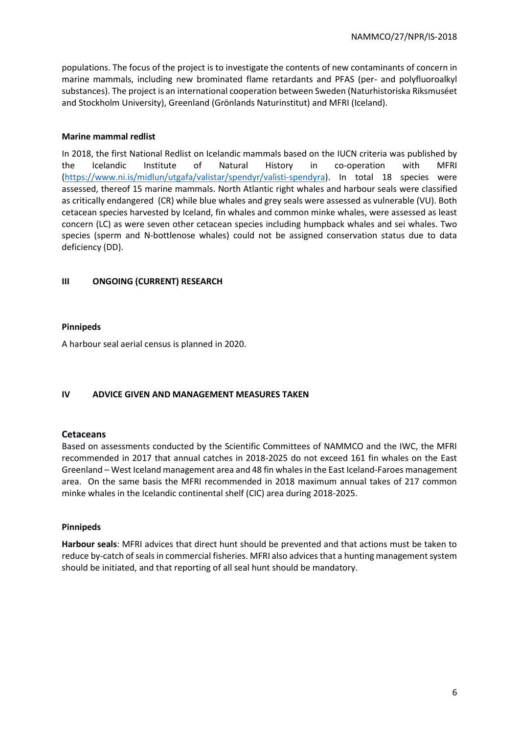populations. The focus of the project is to investigate the contents of new contaminants of concern in marine mammals, including new brominated flame retardants and PFAS (per- and polyfluoroalkyl substances). The project is an international cooperation between Sweden (Naturhistoriska Riksmuséet and Stockholm University), Greenland (Grönlands Naturinstitut) and MFRI (Iceland).

**Marine mammal redlist**

In 2018, the first National Redlist on Icelandic mammals based on the IUCN criteria was published by the Icelandic Institute of Natural History in co-operation with MFRI (https://www.ni.is/midlun/utgafa/valistar/spendyr/valisti-spendyra). In total 18 species were assessed, thereof 15 marine mammals. North Atlantic right whales and harbour seals were classified as critically endangered (CR) while blue whales and grey seals were assessed as vulnerable (VU). Both cetacean species harvested by Iceland, fin whales and common minke whales, were assessed as least concern (LC) as were seven other cetacean species including humpback whales and sei whales. Two species (sperm and N-bottlenose whales) could not be assigned conservation status due to data deficiency (DD).

## III ONGOING (CURRENT) RESEARCH

**Pinnipeds**

A harbour seal aerial census is planned in 2020.

## IV ADVICE GIVEN AND MANAGEMENT MEASURES TAKEN

### Cetaceans

Based on assessments conducted by the Scientific Committees of NAMMCO and the IWC, the MFRI recommended in 2017 that annual catches in 2018-2025 do not exceed 161 fin whales on the East Greenland – West Iceland management area and 48 fin whales in the East Iceland-Faroes management area. On the same basis the MFRI recommended in 2018 maximum annual takes of 217 common minke whales in the Icelandic continental shelf (CIC) area during 2018-2025.

**Pinnipeds**

**Harbour seals**: MFRI advices that direct hunt should be prevented and that actions must be taken to reduce by-catch of seals in commercial fisheries. MFRI also advices that a hunting management system should be initiated, and that reporting of all seal hunt should be mandatory.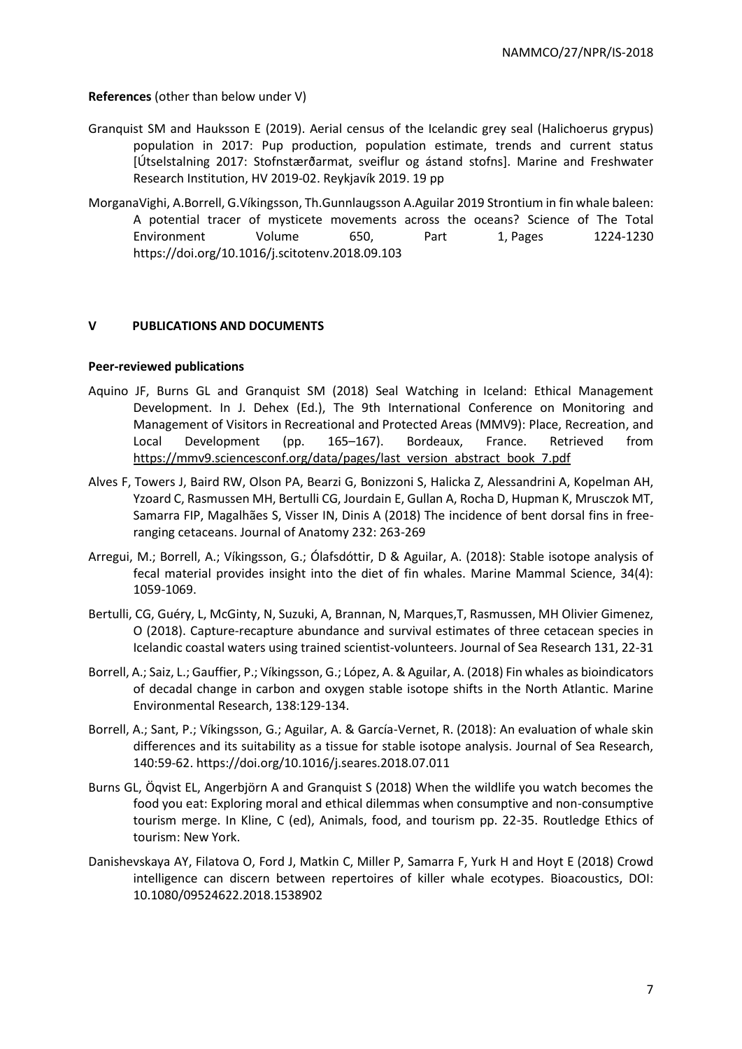**References** (other than below under V)

Granquist SM and Hauksson E (2019). Aerial census of the Icelandic grey seal (Halichoerus grypus) population in 2017: Pup production, population estimate, trends and current status [Útselstalning 2017: Stofnstærðarmat, sveiflur og ástand stofns]. Marine and Freshwater Research Institution, HV 2019-02. Reykjavík 2019. 19 pp

MorganaVighi, A.Borrell, G.Víkingsson, Th.Gunnlaugsson A.Aguilar 2019 Strontium in fin whale baleen: A potential tracer of mysticete movements across the oceans? Science of The Total Environment Volume 650, Part 1, Pages 1224-1230 https://doi.org/10.1016/j.scitotenv.2018.09.103

## V PUBLICATIONS AND DOCUMENTS

**Peer-reviewed publications**

Aquino JF, Burns GL and Granquist SM (2018) Seal Watching in Iceland: Ethical Management Development. In J. Dehex (Ed.), The 9th International Conference on Monitoring and Management of Visitors in Recreational and Protected Areas (MMV9): Place, Recreation, and Local Development (pp. 165–167). Bordeaux, France. Retrieved from https://mmv9.sciencesconf.org/data/pages/last_version_abstract_book_7.pdf

Alves F, Towers J, Baird RW, Olson PA, Bearzi G, Bonizzoni S, Halicka Z, Alessandrini A, Kopelman AH, Yzoard C, Rasmussen MH, Bertulli CG, Jourdain E, Gullan A, Rocha D, Hupman K, Mrusczok MT, Samarra FIP, Magalhães S, Visser IN, Dinis A (2018) The incidence of bent dorsal fins in free-ranging cetaceans. Journal of Anatomy 232: 263-269

Arregui, M.; Borrell, A.; Víkingsson, G.; Ólafsdóttir, D & Aguilar, A. (2018): Stable isotope analysis of fecal material provides insight into the diet of fin whales. Marine Mammal Science, 34(4): 1059-1069.

Bertulli, CG, Guéry, L, McGinty, N, Suzuki, A, Brannan, N, Marques,T, Rasmussen, MH Olivier Gimenez, O (2018). Capture-recapture abundance and survival estimates of three cetacean species in Icelandic coastal waters using trained scientist-volunteers. Journal of Sea Research 131, 22-31

Borrell, A.; Saiz, L.; Gauffier, P.; Víkingsson, G.; López, A. & Aguilar, A. (2018) Fin whales as bioindicators of decadal change in carbon and oxygen stable isotope shifts in the North Atlantic. Marine Environmental Research, 138:129-134.

Borrell, A.; Sant, P.; Víkingsson, G.; Aguilar, A. & García-Vernet, R. (2018): An evaluation of whale skin differences and its suitability as a tissue for stable isotope analysis. Journal of Sea Research, 140:59-62. https://doi.org/10.1016/j.seares.2018.07.011

Burns GL, Öqvist EL, Angerbjörn A and Granquist S (2018) When the wildlife you watch becomes the food you eat: Exploring moral and ethical dilemmas when consumptive and non-consumptive tourism merge. In Kline, C (ed), Animals, food, and tourism pp. 22-35. Routledge Ethics of tourism: New York.

Danishevskaya AY, Filatova O, Ford J, Matkin C, Miller P, Samarra F, Yurk H and Hoyt E (2018) Crowd intelligence can discern between repertoires of killer whale ecotypes. Bioacoustics, DOI: 10.1080/09524622.2018.1538902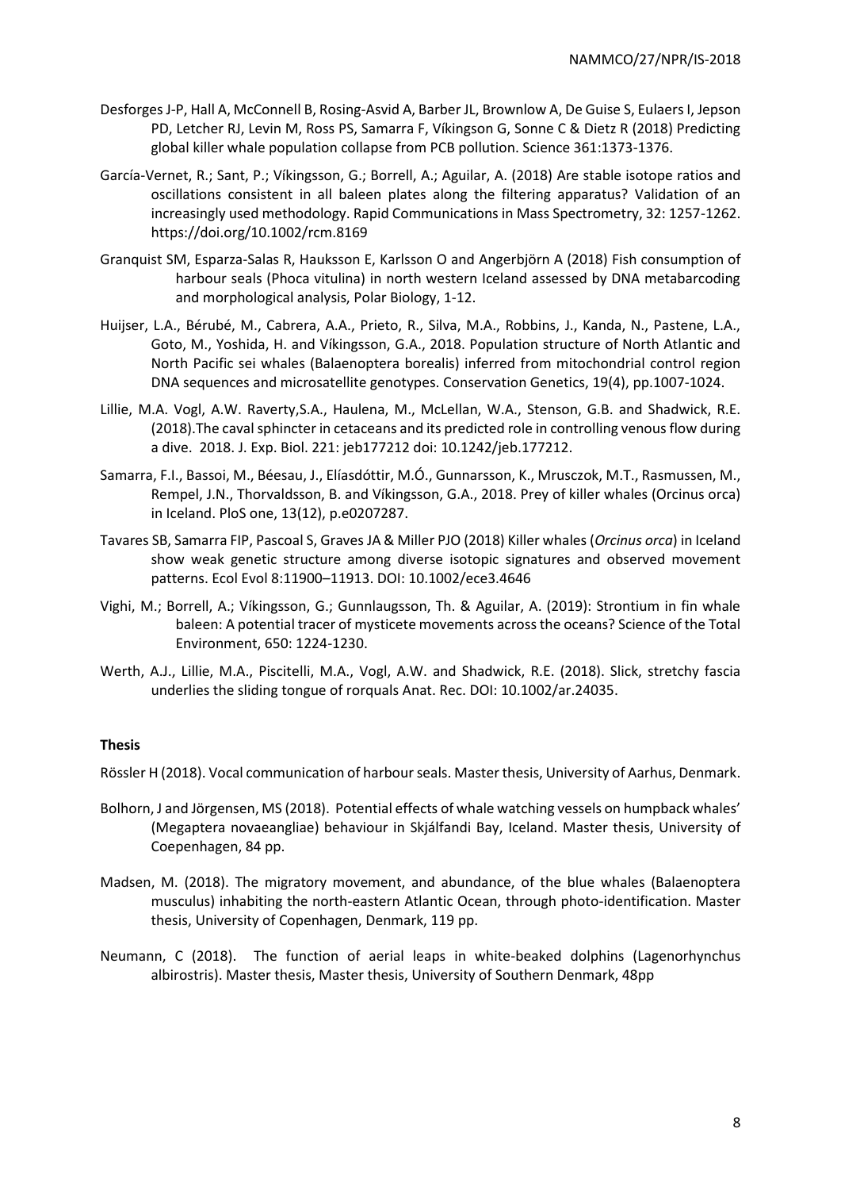Desforges J-P, Hall A, McConnell B, Rosing-Asvid A, Barber JL, Brownlow A, De Guise S, Eulaers I, Jepson PD, Letcher RJ, Levin M, Ross PS, Samarra F, Víkingsson G, Sonne C & Dietz R (2018) Predicting global killer whale population collapse from PCB pollution. Science 361:1373-1376.

García-Vernet, R.; Sant, P.; Víkingsson, G.; Borrell, A.; Aguilar, A. (2018) Are stable isotope ratios and oscillations consistent in all baleen plates along the filtering apparatus? Validation of an increasingly used methodology. Rapid Communications in Mass Spectrometry, 32: 1257-1262. https://doi.org/10.1002/rcm.8169

Granquist SM, Esparza-Salas R, Hauksson E, Karlsson O and Angerbjörn A (2018) Fish consumption of harbour seals (Phoca vitulina) in north western Iceland assessed by DNA metabarcoding and morphological analysis, Polar Biology, 1-12.

Huijser, L.A., Bérubé, M., Cabrera, A.A., Prieto, R., Silva, M.A., Robbins, J., Kanda, N., Pastene, L.A., Goto, M., Yoshida, H. and Víkingsson, G.A., 2018. Population structure of North Atlantic and North Pacific sei whales (Balaenoptera borealis) inferred from mitochondrial control region DNA sequences and microsatellite genotypes. Conservation Genetics, 19(4), pp.1007-1024.

Lillie, M.A. Vogl, A.W. Raverty,S.A., Haulena, M., McLellan, W.A., Stenson, G.B. and Shadwick, R.E. (2018).The caval sphincter in cetaceans and its predicted role in controlling venous flow during a dive. 2018. J. Exp. Biol. 221: jeb177212 doi: 10.1242/jeb.177212.

Samarra, F.I., Bassoi, M., Béesau, J., Elíasdóttir, M.Ó., Gunnarsson, K., Mrusczok, M.T., Rasmussen, M., Rempel, J.N., Thorvaldsson, B. and Víkingsson, G.A., 2018. Prey of killer whales (Orcinus orca) in Iceland. PloS one, 13(12), p.e0207287.

Tavares SB, Samarra FIP, Pascoal S, Graves JA & Miller PJO (2018) Killer whales (*Orcinus orca*) in Iceland show weak genetic structure among diverse isotopic signatures and observed movement patterns. Ecol Evol 8:11900–11913. DOI: 10.1002/ece3.4646

Vighi, M.; Borrell, A.; Víkingsson, G.; Gunnlaugsson, Th. & Aguilar, A. (2019): Strontium in fin whale baleen: A potential tracer of mysticete movements across the oceans? Science of the Total Environment, 650: 1224-1230.

Werth, A.J., Lillie, M.A., Piscitelli, M.A., Vogl, A.W. and Shadwick, R.E. (2018). Slick, stretchy fascia underlies the sliding tongue of rorquals Anat. Rec. DOI: 10.1002/ar.24035.

**Thesis**

Rössler H (2018). Vocal communication of harbour seals. Master thesis, University of Aarhus, Denmark.

Bolhorn, J and Jörgensen, MS (2018). Potential effects of whale watching vessels on humpback whales' (Megaptera novaeangliae) behaviour in Skjálfandi Bay, Iceland. Master thesis, University of Coepenhagen, 84 pp.

Madsen, M. (2018). The migratory movement, and abundance, of the blue whales (Balaenoptera musculus) inhabiting the north-eastern Atlantic Ocean, through photo-identification. Master thesis, University of Copenhagen, Denmark, 119 pp.

Neumann, C (2018). The function of aerial leaps in white-beaked dolphins (Lagenorhynchus albirostris). Master thesis, Master thesis, University of Southern Denmark, 48pp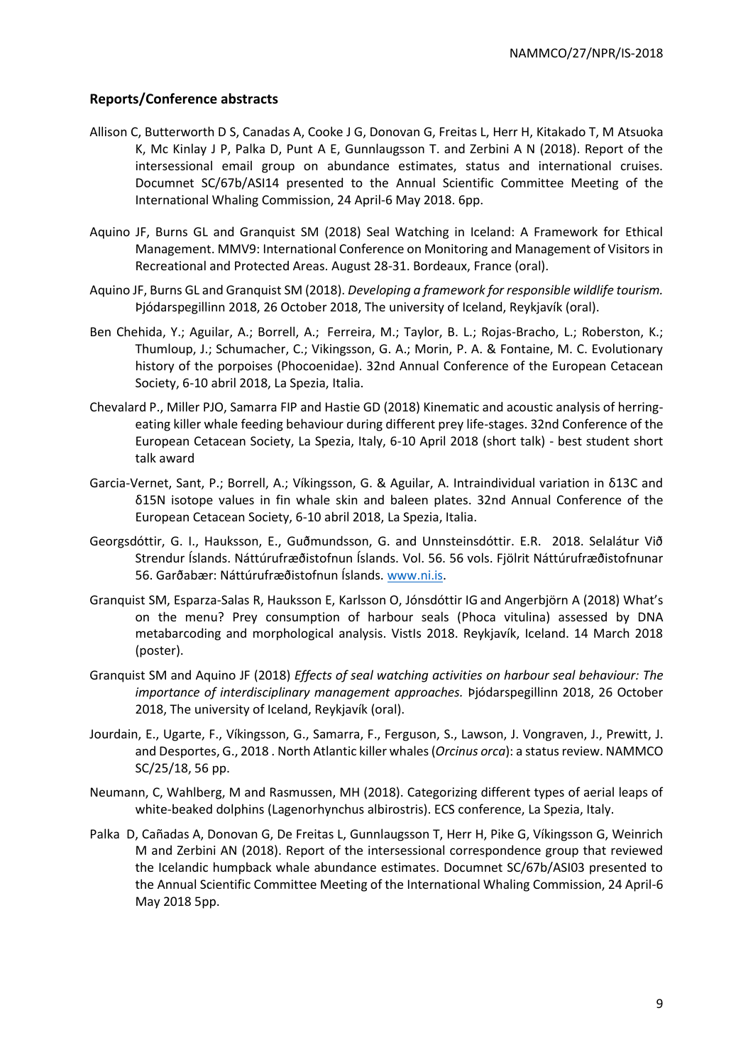### Reports/Conference abstracts

Allison C, Butterworth D S, Canadas A, Cooke J G, Donovan G, Freitas L, Herr H, Kitakado T, M Atsuoka K, Mc Kinlay J P, Palka D, Punt A E, Gunnlaugsson T. and Zerbini A N (2018). Report of the intersessional email group on abundance estimates, status and international cruises. Documnet SC/67b/ASI14 presented to the Annual Scientific Committee Meeting of the International Whaling Commission, 24 April-6 May 2018. 6pp.

Aquino JF, Burns GL and Granquist SM (2018) Seal Watching in Iceland: A Framework for Ethical Management. MMV9: International Conference on Monitoring and Management of Visitors in Recreational and Protected Areas. August 28-31. Bordeaux, France (oral).

Aquino JF, Burns GL and Granquist SM (2018). *Developing a framework for responsible wildlife tourism.* Þjóðarspegillinn 2018, 26 October 2018, The university of Iceland, Reykjavík (oral).

Ben Chehida, Y.; Aguilar, A.; Borrell, A.; Ferreira, M.; Taylor, B. L.; Rojas-Bracho, L.; Roberston, K.; Thumloup, J.; Schumacher, C.; Vikingsson, G. A.; Morin, P. A. & Fontaine, M. C. Evolutionary history of the porpoises (Phocoenidae). 32nd Annual Conference of the European Cetacean Society, 6-10 abril 2018, La Spezia, Italia.

Chevalard P., Miller PJO, Samarra FIP and Hastie GD (2018) Kinematic and acoustic analysis of herring-eating killer whale feeding behaviour during different prey life-stages. 32nd Conference of the European Cetacean Society, La Spezia, Italy, 6-10 April 2018 (short talk) - best student short talk award

Garcia-Vernet, Sant, P.; Borrell, A.; Víkingsson, G. & Aguilar, A. Intraindividual variation in δ13C and δ15N isotope values in fin whale skin and baleen plates. 32nd Annual Conference of the European Cetacean Society, 6-10 abril 2018, La Spezia, Italia.

Georgsdóttir, G. I., Hauksson, E., Guðmundsson, G. and Unnsteinsdóttir. E.R. 2018. Selalátur Við Strendur Íslands. Náttúrufræðistofnun Íslands. Vol. 56. 56 vols. Fjölrit Náttúrufræðistofnunar 56. Garðabær: Náttúrufræðistofnun Íslands. www.ni.is.

Granquist SM, Esparza-Salas R, Hauksson E, Karlsson O, Jónsdóttir IG and Angerbjörn A (2018) What's on the menu? Prey consumption of harbour seals (Phoca vitulina) assessed by DNA metabarcoding and morphological analysis. VistIs 2018. Reykjavík, Iceland. 14 March 2018 (poster).

Granquist SM and Aquino JF (2018) *Effects of seal watching activities on harbour seal behaviour: The importance of interdisciplinary management approaches.* Þjóðarspegillinn 2018, 26 October 2018, The university of Iceland, Reykjavík (oral).

Jourdain, E., Ugarte, F., Víkingsson, G., Samarra, F., Ferguson, S., Lawson, J. Vongraven, J., Prewitt, J. and Desportes, G., 2018 . North Atlantic killer whales (*Orcinus orca*): a status review. NAMMCO SC/25/18, 56 pp.

Neumann, C, Wahlberg, M and Rasmussen, MH (2018). Categorizing different types of aerial leaps of white-beaked dolphins (Lagenorhynchus albirostris). ECS conference, La Spezia, Italy.

Palka D, Cañadas A, Donovan G, De Freitas L, Gunnlaugsson T, Herr H, Pike G, Víkingsson G, Weinrich M and Zerbini AN (2018). Report of the intersessional correspondence group that reviewed the Icelandic humpback whale abundance estimates. Documnet SC/67b/ASI03 presented to the Annual Scientific Committee Meeting of the International Whaling Commission, 24 April-6 May 2018 5pp.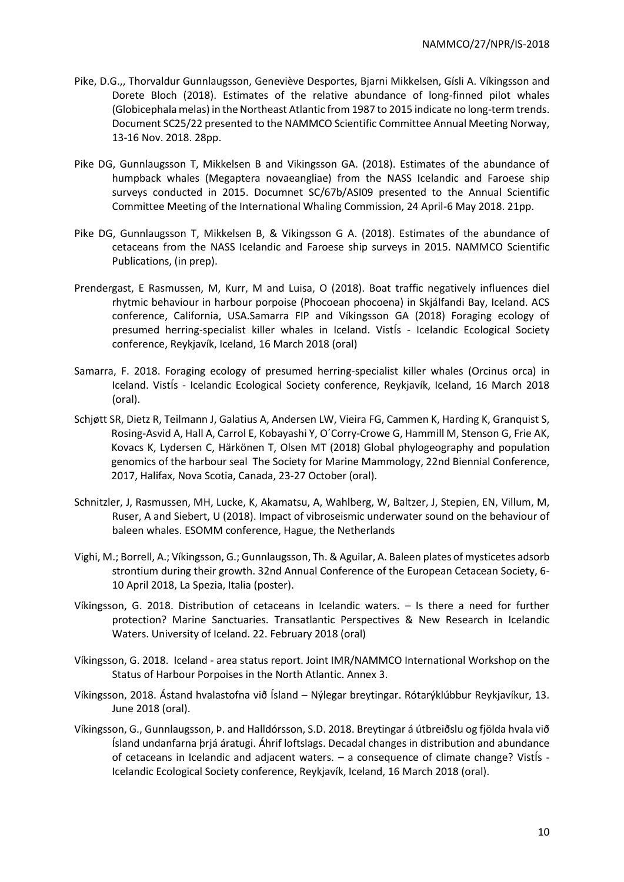Pike, D.G.,, Thorvaldur Gunnlaugsson, Geneviève Desportes, Bjarni Mikkelsen, Gísli A. Víkingsson and Dorete Bloch (2018). Estimates of the relative abundance of long-finned pilot whales (Globicephala melas) in the Northeast Atlantic from 1987 to 2015 indicate no long-term trends. Document SC25/22 presented to the NAMMCO Scientific Committee Annual Meeting Norway, 13-16 Nov. 2018. 28pp.

Pike DG, Gunnlaugsson T, Mikkelsen B and Vikingsson GA. (2018). Estimates of the abundance of humpback whales (Megaptera novaeangliae) from the NASS Icelandic and Faroese ship surveys conducted in 2015. Documnet SC/67b/ASI09 presented to the Annual Scientific Committee Meeting of the International Whaling Commission, 24 April-6 May 2018. 21pp.

Pike DG, Gunnlaugsson T, Mikkelsen B, & Vikingsson G A. (2018). Estimates of the abundance of cetaceans from the NASS Icelandic and Faroese ship surveys in 2015. NAMMCO Scientific Publications, (in prep).

Prendergast, E Rasmussen, M, Kurr, M and Luisa, O (2018). Boat traffic negatively influences diel rhytmic behaviour in harbour porpoise (Phocoean phocoena) in Skjálfandi Bay, Iceland. ACS conference, California, USA.Samarra FIP and Víkingsson GA (2018) Foraging ecology of presumed herring-specialist killer whales in Iceland. VistÍs - Icelandic Ecological Society conference, Reykjavík, Iceland, 16 March 2018 (oral)

Samarra, F. 2018. Foraging ecology of presumed herring-specialist killer whales (Orcinus orca) in Iceland. VistÍs - Icelandic Ecological Society conference, Reykjavík, Iceland, 16 March 2018 (oral).

Schjøtt SR, Dietz R, Teilmann J, Galatius A, Andersen LW, Vieira FG, Cammen K, Harding K, Granquist S, Rosing-Asvid A, Hall A, Carrol E, Kobayashi Y, O´Corry-Crowe G, Hammill M, Stenson G, Frie AK, Kovacs K, Lydersen C, Härkönen T, Olsen MT (2018) Global phylogeography and population genomics of the harbour seal The Society for Marine Mammology, 22nd Biennial Conference, 2017, Halifax, Nova Scotia, Canada, 23-27 October (oral).

Schnitzler, J, Rasmussen, MH, Lucke, K, Akamatsu, A, Wahlberg, W, Baltzer, J, Stepien, EN, Villum, M, Ruser, A and Siebert, U (2018). Impact of vibroseismic underwater sound on the behaviour of baleen whales. ESOMM conference, Hague, the Netherlands

Vighi, M.; Borrell, A.; Víkingsson, G.; Gunnlaugsson, Th. & Aguilar, A. Baleen plates of mysticetes adsorb strontium during their growth. 32nd Annual Conference of the European Cetacean Society, 6-10 April 2018, La Spezia, Italia (poster).

Víkingsson, G. 2018. Distribution of cetaceans in Icelandic waters. – Is there a need for further protection? Marine Sanctuaries. Transatlantic Perspectives & New Research in Icelandic Waters. University of Iceland. 22. February 2018 (oral)

Víkingsson, G. 2018. Iceland - area status report. Joint IMR/NAMMCO International Workshop on the Status of Harbour Porpoises in the North Atlantic. Annex 3.

Víkingsson, 2018. Ástand hvalastofna við Ísland – Nýlegar breytingar. Rótarýklúbbur Reykjavíkur, 13. June 2018 (oral).

Víkingsson, G., Gunnlaugsson, Þ. and Halldórsson, S.D. 2018. Breytingar á útbreiðslu og fjölda hvala við Ísland undanfarna þrjá áratugi. Áhrif loftslags. Decadal changes in distribution and abundance of cetaceans in Icelandic and adjacent waters. – a consequence of climate change? VistÍs - Icelandic Ecological Society conference, Reykjavík, Iceland, 16 March 2018 (oral).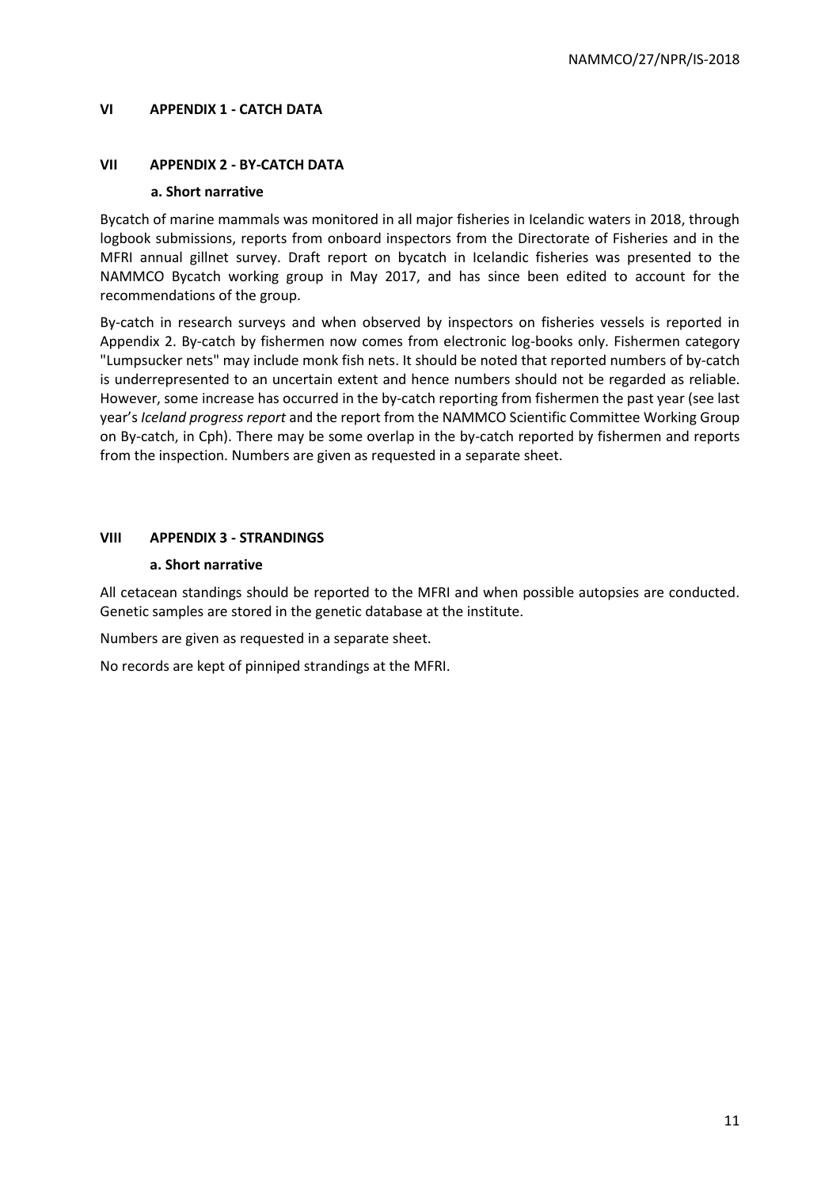## VI APPENDIX 1 - CATCH DATA

## VII APPENDIX 2 - BY-CATCH DATA

### a. Short narrative

Bycatch of marine mammals was monitored in all major fisheries in Icelandic waters in 2018, through logbook submissions, reports from onboard inspectors from the Directorate of Fisheries and in the MFRI annual gillnet survey. Draft report on bycatch in Icelandic fisheries was presented to the NAMMCO Bycatch working group in May 2017, and has since been edited to account for the recommendations of the group.

By-catch in research surveys and when observed by inspectors on fisheries vessels is reported in Appendix 2. By-catch by fishermen now comes from electronic log-books only. Fishermen category "Lumpsucker nets" may include monk fish nets. It should be noted that reported numbers of by-catch is underrepresented to an uncertain extent and hence numbers should not be regarded as reliable. However, some increase has occurred in the by-catch reporting from fishermen the past year (see last year's *Iceland progress report* and the report from the NAMMCO Scientific Committee Working Group on By-catch, in Cph). There may be some overlap in the by-catch reported by fishermen and reports from the inspection. Numbers are given as requested in a separate sheet.

## VIII APPENDIX 3 - STRANDINGS

### a. Short narrative

All cetacean standings should be reported to the MFRI and when possible autopsies are conducted. Genetic samples are stored in the genetic database at the institute.

Numbers are given as requested in a separate sheet.

No records are kept of pinniped strandings at the MFRI.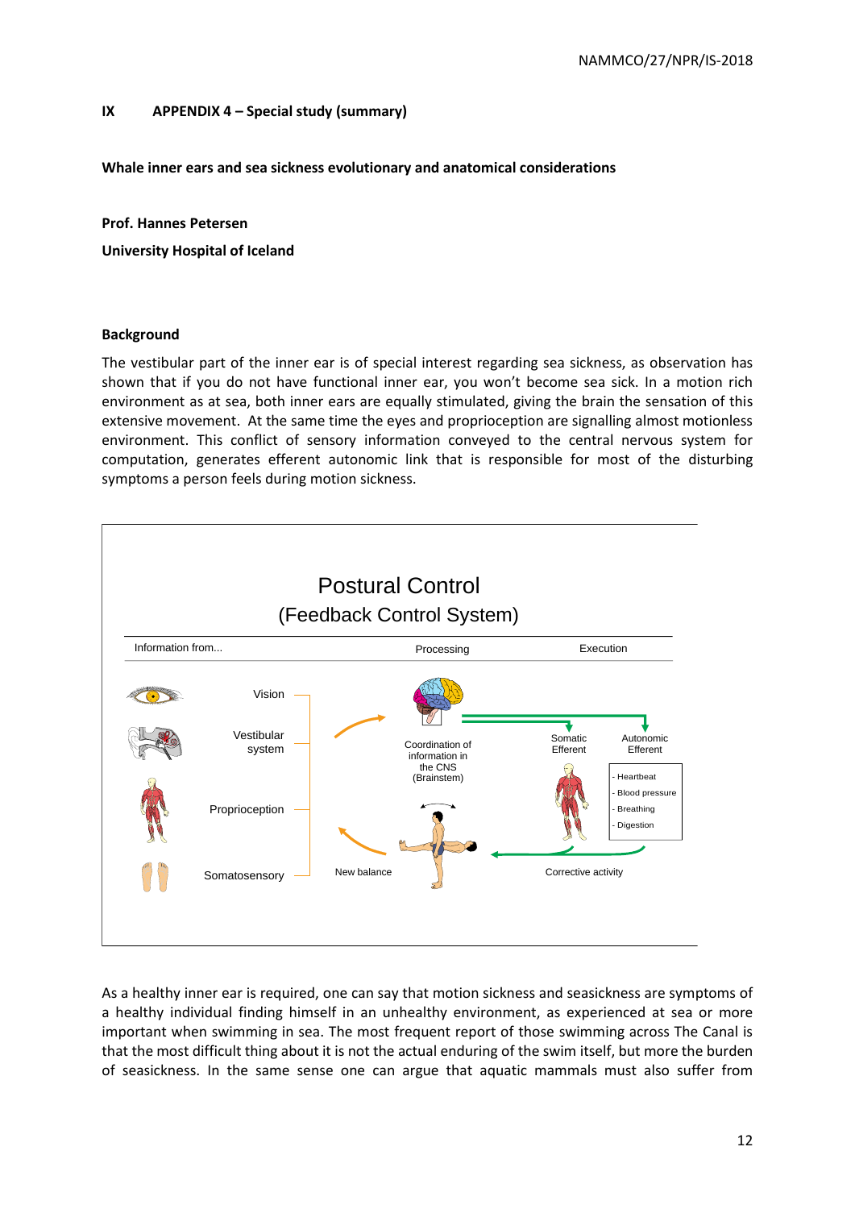## IX APPENDIX 4 – Special study (summary)

**Whale inner ears and sea sickness evolutionary and anatomical considerations**

**Prof. Hannes Petersen**

**University Hospital of Iceland**

### Background

The vestibular part of the inner ear is of special interest regarding sea sickness, as observation has shown that if you do not have functional inner ear, you won't become sea sick. In a motion rich environment as at sea, both inner ears are equally stimulated, giving the brain the sensation of this extensive movement. At the same time the eyes and proprioception are signalling almost motionless environment. This conflict of sensory information conveyed to the central nervous system for computation, generates efferent autonomic link that is responsible for most of the disturbing symptoms a person feels during motion sickness.

Postural Control
(Feedback Control System)

Information from... | Processing | Execution

Vision
Vestibular system
Proprioception
Somatosensory

Coordination of information in the CNS (Brainstem)

Somatic Efferent
Autonomic Efferent
- Heartbeat
- Blood pressure
- Breathing
- Digestion

New balance
Corrective activity

As a healthy inner ear is required, one can say that motion sickness and seasickness are symptoms of a healthy individual finding himself in an unhealthy environment, as experienced at sea or more important when swimming in sea. The most frequent report of those swimming across The Canal is that the most difficult thing about it is not the actual enduring of the swim itself, but more the burden of seasickness. In the same sense one can argue that aquatic mammals must also suffer from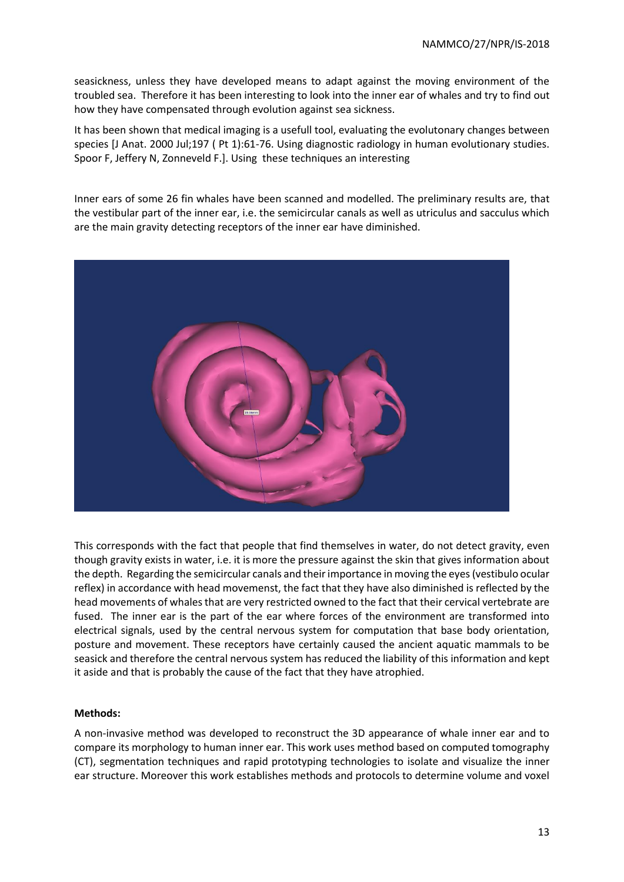seasickness, unless they have developed means to adapt against the moving environment of the troubled sea. Therefore it has been interesting to look into the inner ear of whales and try to find out how they have compensated through evolution against sea sickness.

It has been shown that medical imaging is a usefull tool, evaluating the evolutonary changes between species [J Anat. 2000 Jul;197 ( Pt 1):61-76. Using diagnostic radiology in human evolutionary studies. Spoor F, Jeffery N, Zonneveld F.]. Using these techniques an interesting

Inner ears of some 26 fin whales have been scanned and modelled. The preliminary results are, that the vestibular part of the inner ear, i.e. the semicircular canals as well as utriculus and sacculus which are the main gravity detecting receptors of the inner ear have diminished.

This corresponds with the fact that people that find themselves in water, do not detect gravity, even though gravity exists in water, i.e. it is more the pressure against the skin that gives information about the depth. Regarding the semicircular canals and their importance in moving the eyes (vestibulo ocular reflex) in accordance with head movemenst, the fact that they have also diminished is reflected by the head movements of whales that are very restricted owned to the fact that their cervical vertebrate are fused. The inner ear is the part of the ear where forces of the environment are transformed into electrical signals, used by the central nervous system for computation that base body orientation, posture and movement. These receptors have certainly caused the ancient aquatic mammals to be seasick and therefore the central nervous system has reduced the liability of this information and kept it aside and that is probably the cause of the fact that they have atrophied.

**Methods:**

A non-invasive method was developed to reconstruct the 3D appearance of whale inner ear and to compare its morphology to human inner ear. This work uses method based on computed tomography (CT), segmentation techniques and rapid prototyping technologies to isolate and visualize the inner ear structure. Moreover this work establishes methods and protocols to determine volume and voxel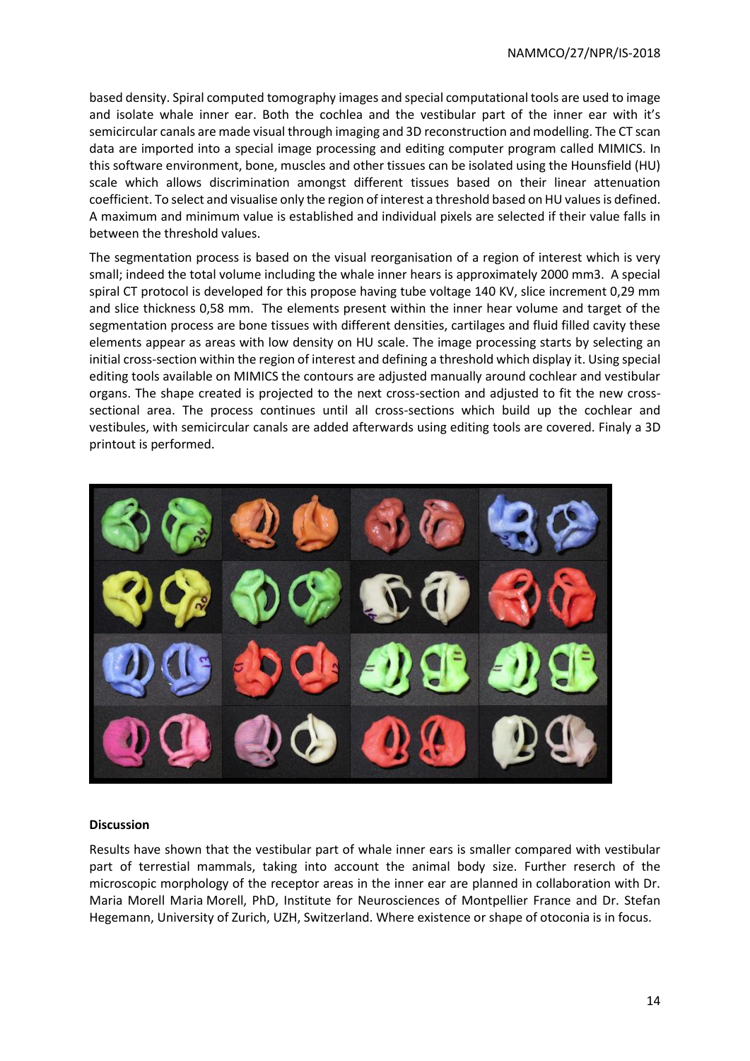based density. Spiral computed tomography images and special computational tools are used to image and isolate whale inner ear. Both the cochlea and the vestibular part of the inner ear with it's semicircular canals are made visual through imaging and 3D reconstruction and modelling. The CT scan data are imported into a special image processing and editing computer program called MIMICS. In this software environment, bone, muscles and other tissues can be isolated using the Hounsfield (HU) scale which allows discrimination amongst different tissues based on their linear attenuation coefficient. To select and visualise only the region of interest a threshold based on HU values is defined. A maximum and minimum value is established and individual pixels are selected if their value falls in between the threshold values.

The segmentation process is based on the visual reorganisation of a region of interest which is very small; indeed the total volume including the whale inner hears is approximately 2000 mm3. A special spiral CT protocol is developed for this propose having tube voltage 140 KV, slice increment 0,29 mm and slice thickness 0,58 mm. The elements present within the inner hear volume and target of the segmentation process are bone tissues with different densities, cartilages and fluid filled cavity these elements appear as areas with low density on HU scale. The image processing starts by selecting an initial cross-section within the region of interest and defining a threshold which display it. Using special editing tools available on MIMICS the contours are adjusted manually around cochlear and vestibular organs. The shape created is projected to the next cross-section and adjusted to fit the new cross-sectional area. The process continues until all cross-sections which build up the cochlear and vestibules, with semicircular canals are added afterwards using editing tools are covered. Finaly a 3D printout is performed.

**Discussion**

Results have shown that the vestibular part of whale inner ears is smaller compared with vestibular part of terrestial mammals, taking into account the animal body size. Further reserch of the microscopic morphology of the receptor areas in the inner ear are planned in collaboration with Dr. Maria Morell Maria Morell, PhD, Institute for Neurosciences of Montpellier France and Dr. Stefan Hegemann, University of Zurich, UZH, Switzerland. Where existence or shape of otoconia is in focus.